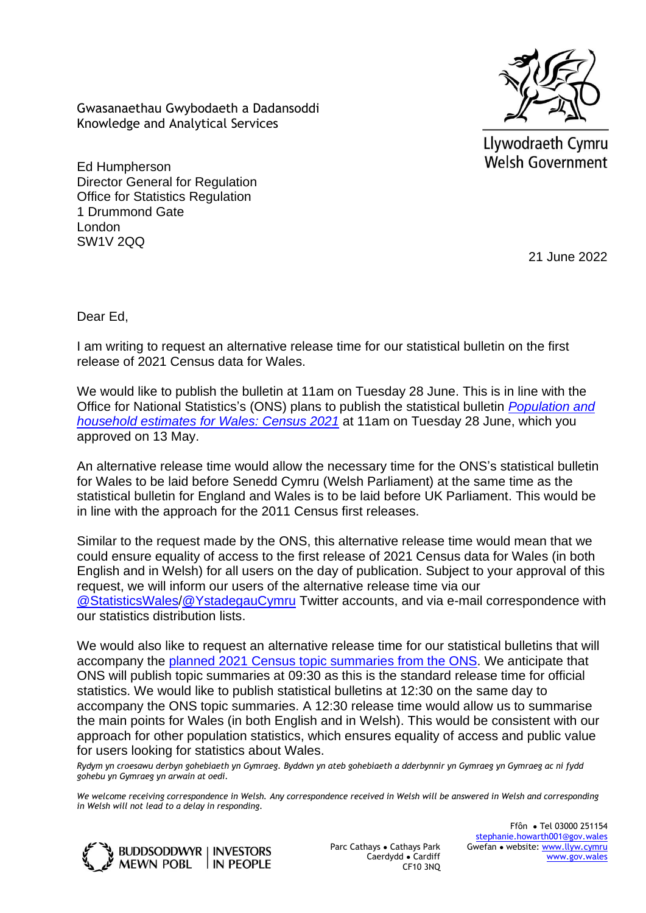Gwasanaethau Gwybodaeth a Dadansoddi
Knowledge and Analytical Services

Llywodraeth Cymru
Welsh Government

Ed Humpherson
Director General for Regulation
Office for Statistics Regulation
1 Drummond Gate
London
SW1V 2QQ

21 June 2022

Dear Ed,

I am writing to request an alternative release time for our statistical bulletin on the first release of 2021 Census data for Wales.

We would like to publish the bulletin at 11am on Tuesday 28 June. This is in line with the Office for National Statistics's (ONS) plans to publish the statistical bulletin *Population and household estimates for Wales: Census 2021* at 11am on Tuesday 28 June, which you approved on 13 May.

An alternative release time would allow the necessary time for the ONS's statistical bulletin for Wales to be laid before Senedd Cymru (Welsh Parliament) at the same time as the statistical bulletin for England and Wales is to be laid before UK Parliament. This would be in line with the approach for the 2011 Census first releases.

Similar to the request made by the ONS, this alternative release time would mean that we could ensure equality of access to the first release of 2021 Census data for Wales (in both English and in Welsh) for all users on the day of publication. Subject to your approval of this request, we will inform our users of the alternative release time via our @StatisticsWales/@YstadegauCymru Twitter accounts, and via e-mail correspondence with our statistics distribution lists.

We would also like to request an alternative release time for our statistical bulletins that will accompany the planned 2021 Census topic summaries from the ONS. We anticipate that ONS will publish topic summaries at 09:30 as this is the standard release time for official statistics. We would like to publish statistical bulletins at 12:30 on the same day to accompany the ONS topic summaries. A 12:30 release time would allow us to summarise the main points for Wales (in both English and in Welsh). This would be consistent with our approach for other population statistics, which ensures equality of access and public value for users looking for statistics about Wales.

*Rydym yn croesawu derbyn gohebiaeth yn Gymraeg. Byddwn yn ateb gohebiaeth a dderbynnir yn Gymraeg yn Gymraeg ac ni fydd gohebu yn Gymraeg yn arwain at oedi.*

*We welcome receiving correspondence in Welsh. Any correspondence received in Welsh will be answered in Welsh and corresponding in Welsh will not lead to a delay in responding.*

BUDDSODDWYR MEWN POBL | INVESTORS IN PEOPLE

Parc Cathays • Cathays Park
Caerdydd • Cardiff
CF10 3NQ

Ffôn • Tel 03000 251154
stephanie.howarth001@gov.wales
Gwefan • website: www.llyw.cymru
www.gov.wales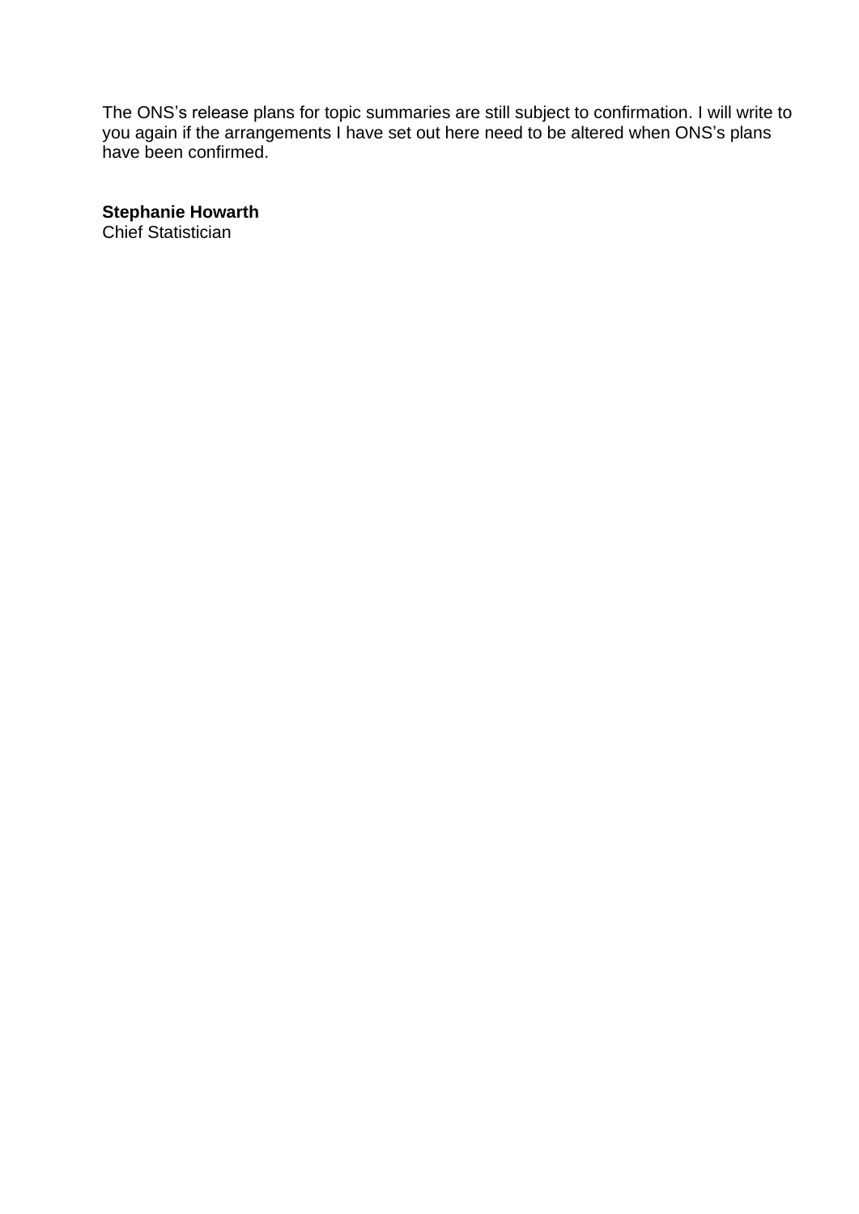The ONS's release plans for topic summaries are still subject to confirmation. I will write to you again if the arrangements I have set out here need to be altered when ONS's plans have been confirmed.

**Stephanie Howarth**
Chief Statistician